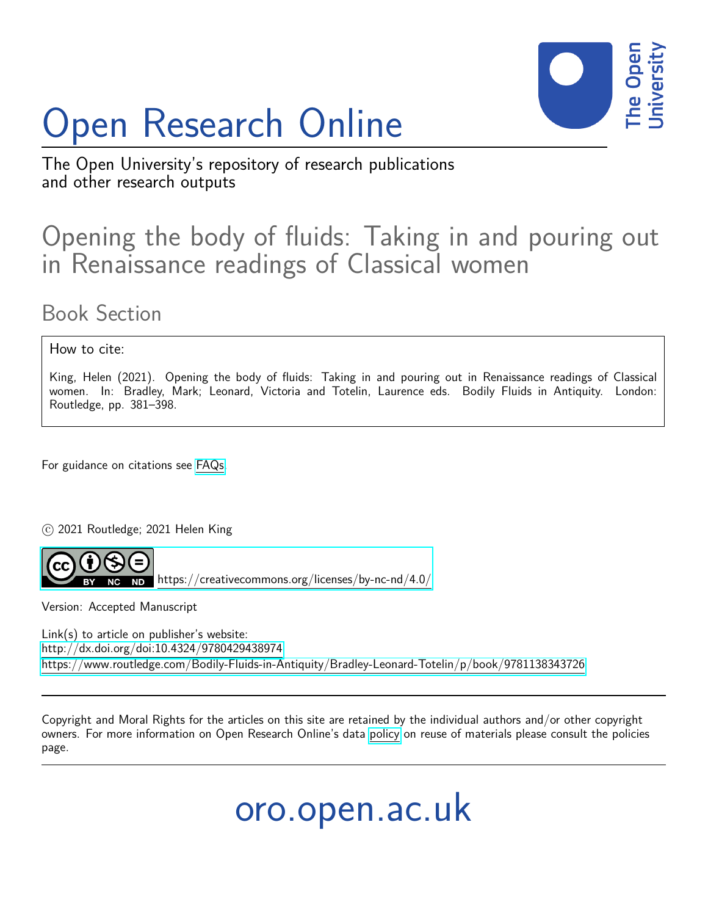# Open Research Online

The Open University's repository of research publications and other research outputs

## Opening the body of fluids: Taking in and pouring out in Renaissance readings of Classical women

### Book Section

How to cite:

King, Helen (2021). Opening the body of fluids: Taking in and pouring out in Renaissance readings of Classical women. In: Bradley, Mark; Leonard, Victoria and Totelin, Laurence eds. Bodily Fluids in Antiquity. London: Routledge, pp. 381–398.

For guidance on citations see FAQs.

© 2021 Routledge; 2021 Helen King

https://creativecommons.org/licenses/by-nc-nd/4.0/

Version: Accepted Manuscript

Link(s) to article on publisher's website:
http://dx.doi.org/doi:10.4324/9780429438974
https://www.routledge.com/Bodily-Fluids-in-Antiquity/Bradley-Leonard-Totelin/p/book/9781138343726

Copyright and Moral Rights for the articles on this site are retained by the individual authors and/or other copyright owners. For more information on Open Research Online's data policy on reuse of materials please consult the policies page.

oro.open.ac.uk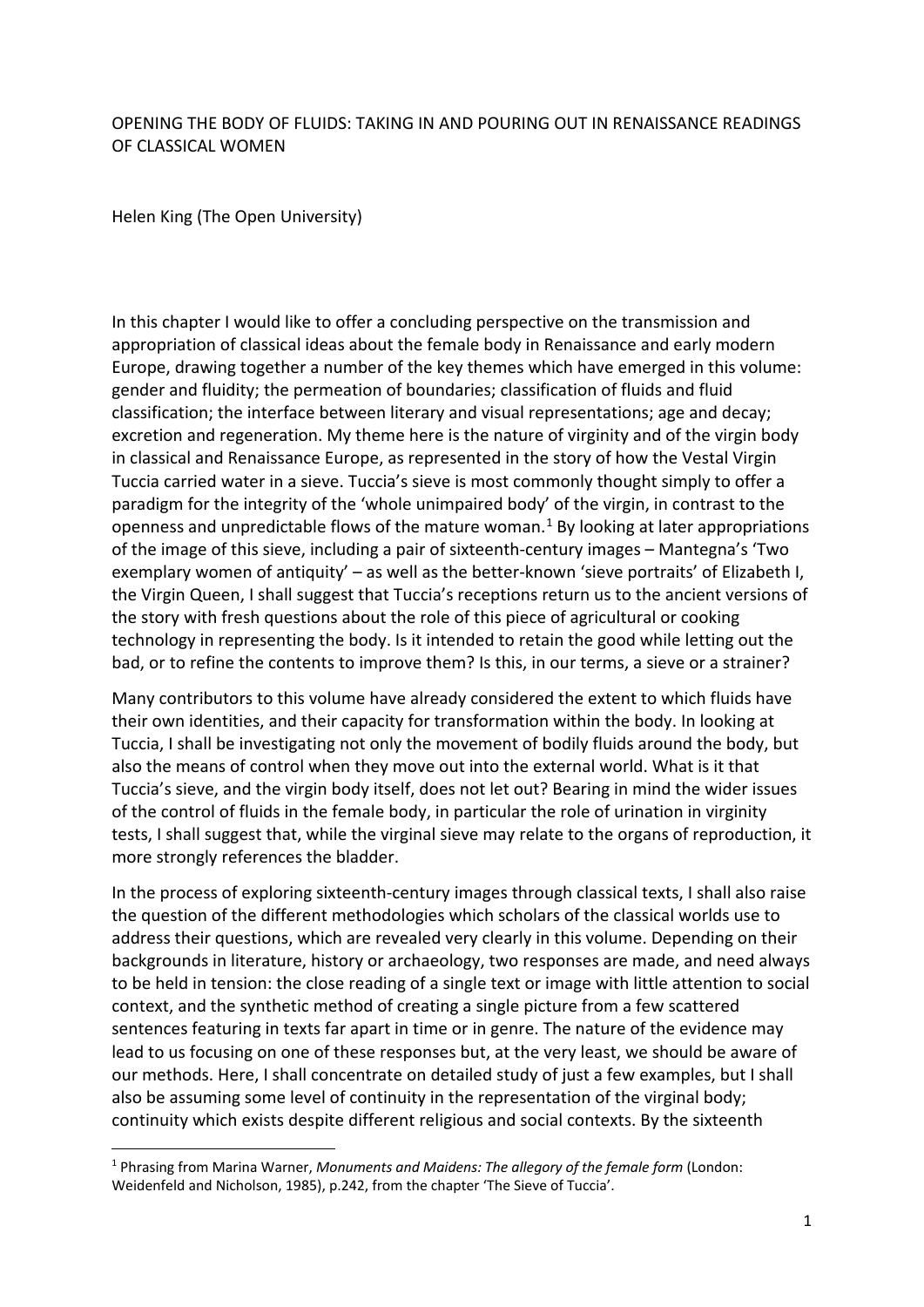OPENING THE BODY OF FLUIDS: TAKING IN AND POURING OUT IN RENAISSANCE READINGS OF CLASSICAL WOMEN

Helen King (The Open University)

In this chapter I would like to offer a concluding perspective on the transmission and appropriation of classical ideas about the female body in Renaissance and early modern Europe, drawing together a number of the key themes which have emerged in this volume: gender and fluidity; the permeation of boundaries; classification of fluids and fluid classification; the interface between literary and visual representations; age and decay; excretion and regeneration. My theme here is the nature of virginity and of the virgin body in classical and Renaissance Europe, as represented in the story of how the Vestal Virgin Tuccia carried water in a sieve. Tuccia's sieve is most commonly thought simply to offer a paradigm for the integrity of the 'whole unimpaired body' of the virgin, in contrast to the openness and unpredictable flows of the mature woman.[1] By looking at later appropriations of the image of this sieve, including a pair of sixteenth-century images – Mantegna's 'Two exemplary women of antiquity' – as well as the better-known 'sieve portraits' of Elizabeth I, the Virgin Queen, I shall suggest that Tuccia's receptions return us to the ancient versions of the story with fresh questions about the role of this piece of agricultural or cooking technology in representing the body. Is it intended to retain the good while letting out the bad, or to refine the contents to improve them? Is this, in our terms, a sieve or a strainer?

Many contributors to this volume have already considered the extent to which fluids have their own identities, and their capacity for transformation within the body. In looking at Tuccia, I shall be investigating not only the movement of bodily fluids around the body, but also the means of control when they move out into the external world. What is it that Tuccia's sieve, and the virgin body itself, does not let out? Bearing in mind the wider issues of the control of fluids in the female body, in particular the role of urination in virginity tests, I shall suggest that, while the virginal sieve may relate to the organs of reproduction, it more strongly references the bladder.

In the process of exploring sixteenth-century images through classical texts, I shall also raise the question of the different methodologies which scholars of the classical worlds use to address their questions, which are revealed very clearly in this volume. Depending on their backgrounds in literature, history or archaeology, two responses are made, and need always to be held in tension: the close reading of a single text or image with little attention to social context, and the synthetic method of creating a single picture from a few scattered sentences featuring in texts far apart in time or in genre. The nature of the evidence may lead to us focusing on one of these responses but, at the very least, we should be aware of our methods. Here, I shall concentrate on detailed study of just a few examples, but I shall also be assuming some level of continuity in the representation of the virginal body; continuity which exists despite different religious and social contexts. By the sixteenth

[1] Phrasing from Marina Warner, *Monuments and Maidens: The allegory of the female form* (London: Weidenfeld and Nicholson, 1985), p.242, from the chapter 'The Sieve of Tuccia'.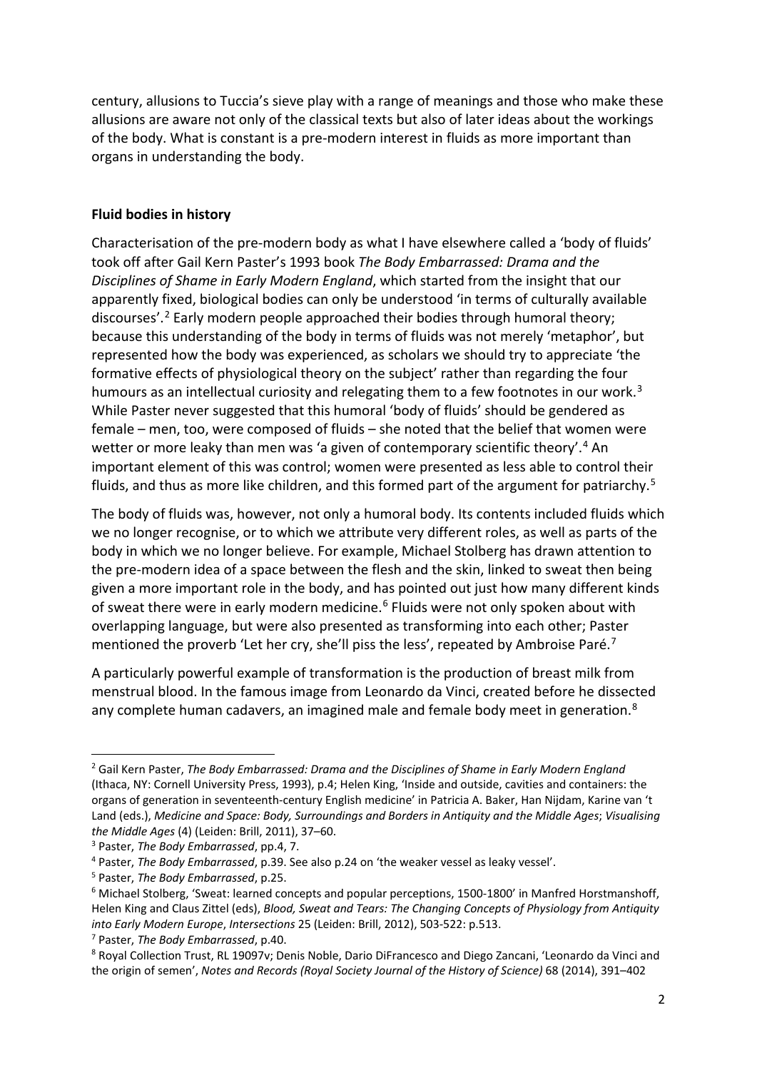century, allusions to Tuccia's sieve play with a range of meanings and those who make these allusions are aware not only of the classical texts but also of later ideas about the workings of the body. What is constant is a pre-modern interest in fluids as more important than organs in understanding the body.

## Fluid bodies in history

Characterisation of the pre-modern body as what I have elsewhere called a 'body of fluids' took off after Gail Kern Paster's 1993 book *The Body Embarrassed: Drama and the Disciplines of Shame in Early Modern England*, which started from the insight that our apparently fixed, biological bodies can only be understood 'in terms of culturally available discourses'.[2] Early modern people approached their bodies through humoral theory; because this understanding of the body in terms of fluids was not merely 'metaphor', but represented how the body was experienced, as scholars we should try to appreciate 'the formative effects of physiological theory on the subject' rather than regarding the four humours as an intellectual curiosity and relegating them to a few footnotes in our work.[3] While Paster never suggested that this humoral 'body of fluids' should be gendered as female – men, too, were composed of fluids – she noted that the belief that women were wetter or more leaky than men was 'a given of contemporary scientific theory'.[4] An important element of this was control; women were presented as less able to control their fluids, and thus as more like children, and this formed part of the argument for patriarchy.[5]

The body of fluids was, however, not only a humoral body. Its contents included fluids which we no longer recognise, or to which we attribute very different roles, as well as parts of the body in which we no longer believe. For example, Michael Stolberg has drawn attention to the pre-modern idea of a space between the flesh and the skin, linked to sweat then being given a more important role in the body, and has pointed out just how many different kinds of sweat there were in early modern medicine.[6] Fluids were not only spoken about with overlapping language, but were also presented as transforming into each other; Paster mentioned the proverb 'Let her cry, she'll piss the less', repeated by Ambroise Paré.[7]

A particularly powerful example of transformation is the production of breast milk from menstrual blood. In the famous image from Leonardo da Vinci, created before he dissected any complete human cadavers, an imagined male and female body meet in generation.[8]

---

[2] Gail Kern Paster, *The Body Embarrassed: Drama and the Disciplines of Shame in Early Modern England* (Ithaca, NY: Cornell University Press, 1993), p.4; Helen King, 'Inside and outside, cavities and containers: the organs of generation in seventeenth-century English medicine' in Patricia A. Baker, Han Nijdam, Karine van 't Land (eds.), *Medicine and Space: Body, Surroundings and Borders in Antiquity and the Middle Ages*; *Visualising the Middle Ages* (4) (Leiden: Brill, 2011), 37–60.

[3] Paster, *The Body Embarrassed*, pp.4, 7.

[4] Paster, *The Body Embarrassed*, p.39. See also p.24 on 'the weaker vessel as leaky vessel'.

[5] Paster, *The Body Embarrassed*, p.25.

[6] Michael Stolberg, 'Sweat: learned concepts and popular perceptions, 1500-1800' in Manfred Horstmanshoff, Helen King and Claus Zittel (eds), *Blood, Sweat and Tears: The Changing Concepts of Physiology from Antiquity into Early Modern Europe*, *Intersections* 25 (Leiden: Brill, 2012), 503-522: p.513.

[7] Paster, *The Body Embarrassed*, p.40.

[8] Royal Collection Trust, RL 19097v; Denis Noble, Dario DiFrancesco and Diego Zancani, 'Leonardo da Vinci and the origin of semen', *Notes and Records (Royal Society Journal of the History of Science)* 68 (2014), 391–402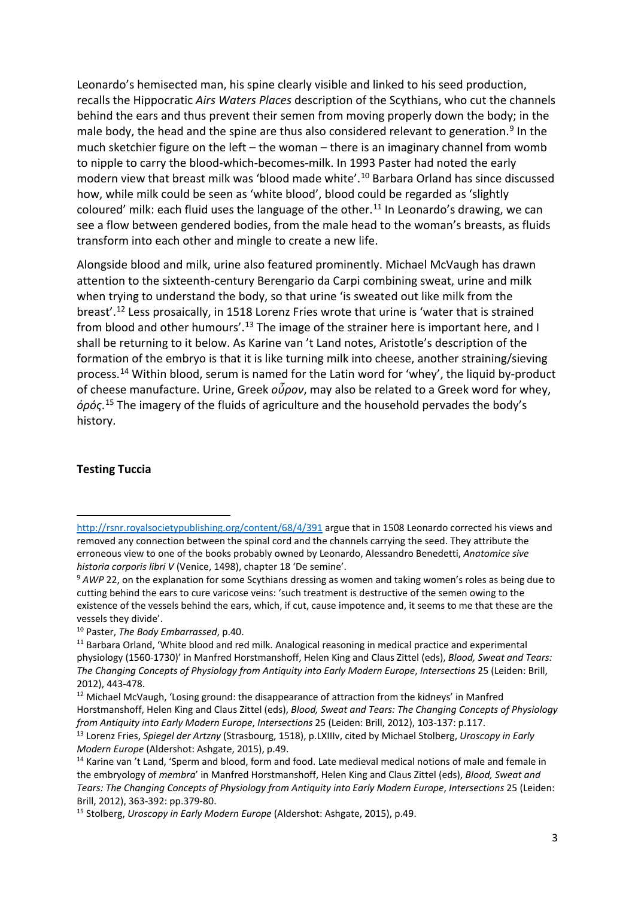Leonardo's hemisected man, his spine clearly visible and linked to his seed production, recalls the Hippocratic *Airs Waters Places* description of the Scythians, who cut the channels behind the ears and thus prevent their semen from moving properly down the body; in the male body, the head and the spine are thus also considered relevant to generation.[9] In the much sketchier figure on the left – the woman – there is an imaginary channel from womb to nipple to carry the blood-which-becomes-milk. In 1993 Paster had noted the early modern view that breast milk was 'blood made white'.[10] Barbara Orland has since discussed how, while milk could be seen as 'white blood', blood could be regarded as 'slightly coloured' milk: each fluid uses the language of the other.[11] In Leonardo's drawing, we can see a flow between gendered bodies, from the male head to the woman's breasts, as fluids transform into each other and mingle to create a new life.

Alongside blood and milk, urine also featured prominently. Michael McVaugh has drawn attention to the sixteenth-century Berengario da Carpi combining sweat, urine and milk when trying to understand the body, so that urine 'is sweated out like milk from the breast'.[12] Less prosaically, in 1518 Lorenz Fries wrote that urine is 'water that is strained from blood and other humours'.[13] The image of the strainer here is important here, and I shall be returning to it below. As Karine van 't Land notes, Aristotle's description of the formation of the embryo is that it is like turning milk into cheese, another straining/sieving process.[14] Within blood, serum is named for the Latin word for 'whey', the liquid by-product of cheese manufacture. Urine, Greek *οὖρον*, may also be related to a Greek word for whey, *ὀρός*.[15] The imagery of the fluids of agriculture and the household pervades the body's history.

## Testing Tuccia

---

http://rsnr.royalsocietypublishing.org/content/68/4/391 argue that in 1508 Leonardo corrected his views and removed any connection between the spinal cord and the channels carrying the seed. They attribute the erroneous view to one of the books probably owned by Leonardo, Alessandro Benedetti, *Anatomice sive historia corporis libri V* (Venice, 1498), chapter 18 'De semine'.

[9] *AWP* 22, on the explanation for some Scythians dressing as women and taking women's roles as being due to cutting behind the ears to cure varicose veins: 'such treatment is destructive of the semen owing to the existence of the vessels behind the ears, which, if cut, cause impotence and, it seems to me that these are the vessels they divide'.

[10] Paster, *The Body Embarrassed*, p.40.

[11] Barbara Orland, 'White blood and red milk. Analogical reasoning in medical practice and experimental physiology (1560-1730)' in Manfred Horstmanshoff, Helen King and Claus Zittel (eds), *Blood, Sweat and Tears: The Changing Concepts of Physiology from Antiquity into Early Modern Europe*, *Intersections* 25 (Leiden: Brill, 2012), 443-478.

[12] Michael McVaugh, 'Losing ground: the disappearance of attraction from the kidneys' in Manfred Horstmanshoff, Helen King and Claus Zittel (eds), *Blood, Sweat and Tears: The Changing Concepts of Physiology from Antiquity into Early Modern Europe*, *Intersections* 25 (Leiden: Brill, 2012), 103-137: p.117.

[13] Lorenz Fries, *Spiegel der Artzny* (Strasbourg, 1518), p.LXIIIv, cited by Michael Stolberg, *Uroscopy in Early Modern Europe* (Aldershot: Ashgate, 2015), p.49.

[14] Karine van 't Land, 'Sperm and blood, form and food. Late medieval medical notions of male and female in the embryology of *membra*' in Manfred Horstmanshoff, Helen King and Claus Zittel (eds), *Blood, Sweat and Tears: The Changing Concepts of Physiology from Antiquity into Early Modern Europe*, *Intersections* 25 (Leiden: Brill, 2012), 363-392: pp.379-80.

[15] Stolberg, *Uroscopy in Early Modern Europe* (Aldershot: Ashgate, 2015), p.49.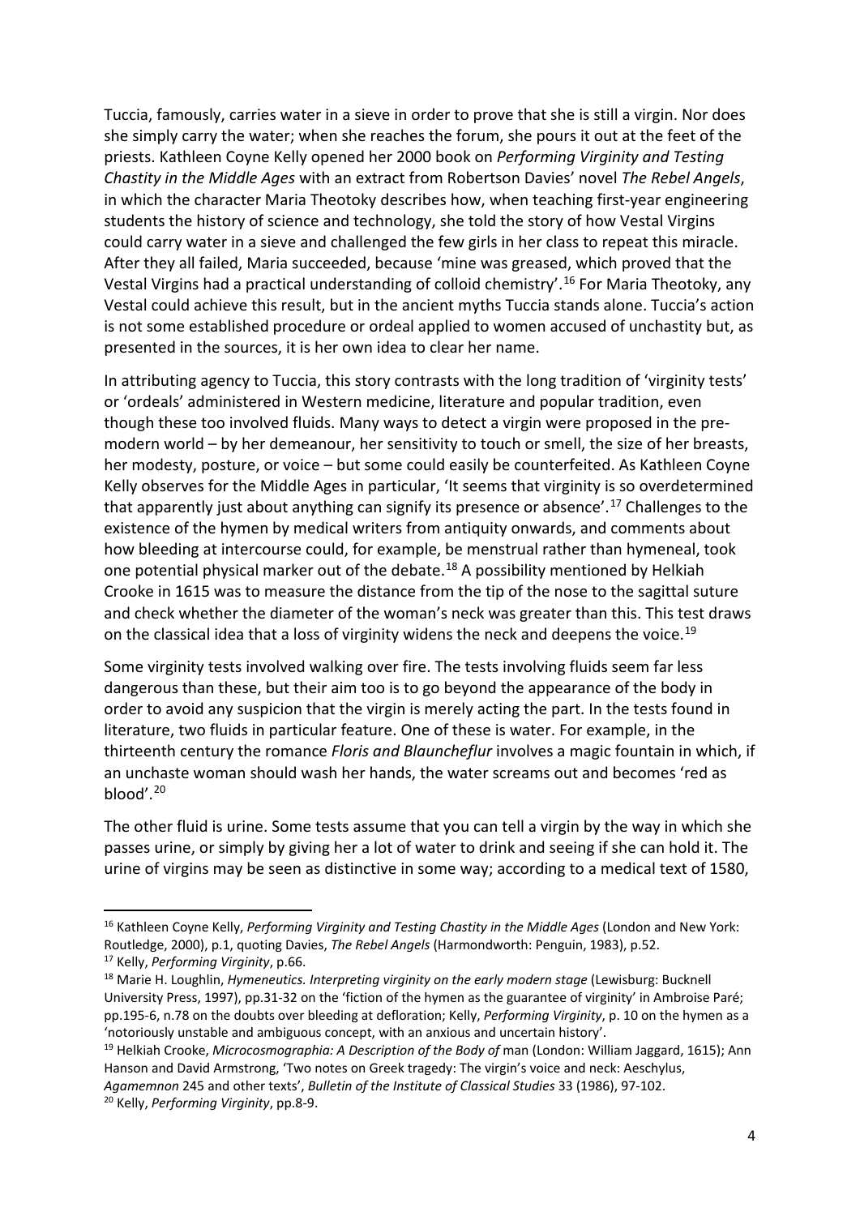Tuccia, famously, carries water in a sieve in order to prove that she is still a virgin. Nor does she simply carry the water; when she reaches the forum, she pours it out at the feet of the priests. Kathleen Coyne Kelly opened her 2000 book on *Performing Virginity and Testing Chastity in the Middle Ages* with an extract from Robertson Davies' novel *The Rebel Angels*, in which the character Maria Theotoky describes how, when teaching first-year engineering students the history of science and technology, she told the story of how Vestal Virgins could carry water in a sieve and challenged the few girls in her class to repeat this miracle. After they all failed, Maria succeeded, because 'mine was greased, which proved that the Vestal Virgins had a practical understanding of colloid chemistry'.[16] For Maria Theotoky, any Vestal could achieve this result, but in the ancient myths Tuccia stands alone. Tuccia's action is not some established procedure or ordeal applied to women accused of unchastity but, as presented in the sources, it is her own idea to clear her name.

In attributing agency to Tuccia, this story contrasts with the long tradition of 'virginity tests' or 'ordeals' administered in Western medicine, literature and popular tradition, even though these too involved fluids. Many ways to detect a virgin were proposed in the pre-modern world – by her demeanour, her sensitivity to touch or smell, the size of her breasts, her modesty, posture, or voice – but some could easily be counterfeited. As Kathleen Coyne Kelly observes for the Middle Ages in particular, 'It seems that virginity is so overdetermined that apparently just about anything can signify its presence or absence'.[17] Challenges to the existence of the hymen by medical writers from antiquity onwards, and comments about how bleeding at intercourse could, for example, be menstrual rather than hymeneal, took one potential physical marker out of the debate.[18] A possibility mentioned by Helkiah Crooke in 1615 was to measure the distance from the tip of the nose to the sagittal suture and check whether the diameter of the woman's neck was greater than this. This test draws on the classical idea that a loss of virginity widens the neck and deepens the voice.[19]

Some virginity tests involved walking over fire. The tests involving fluids seem far less dangerous than these, but their aim too is to go beyond the appearance of the body in order to avoid any suspicion that the virgin is merely acting the part. In the tests found in literature, two fluids in particular feature. One of these is water. For example, in the thirteenth century the romance *Floris and Blauncheflur* involves a magic fountain in which, if an unchaste woman should wash her hands, the water screams out and becomes 'red as blood'.[20]

The other fluid is urine. Some tests assume that you can tell a virgin by the way in which she passes urine, or simply by giving her a lot of water to drink and seeing if she can hold it. The urine of virgins may be seen as distinctive in some way; according to a medical text of 1580,

---

[16] Kathleen Coyne Kelly, *Performing Virginity and Testing Chastity in the Middle Ages* (London and New York: Routledge, 2000), p.1, quoting Davies, *The Rebel Angels* (Harmondworth: Penguin, 1983), p.52.

[17] Kelly, *Performing Virginity*, p.66.

[18] Marie H. Loughlin, *Hymeneutics. Interpreting virginity on the early modern stage* (Lewisburg: Bucknell University Press, 1997), pp.31-32 on the 'fiction of the hymen as the guarantee of virginity' in Ambroise Paré; pp.195-6, n.78 on the doubts over bleeding at defloration; Kelly, *Performing Virginity*, p. 10 on the hymen as a 'notoriously unstable and ambiguous concept, with an anxious and uncertain history'.

[19] Helkiah Crooke, *Microcosmographia: A Description of the Body of* man (London: William Jaggard, 1615); Ann Hanson and David Armstrong, 'Two notes on Greek tragedy: The virgin's voice and neck: Aeschylus, *Agamemnon* 245 and other texts', *Bulletin of the Institute of Classical Studies* 33 (1986), 97-102.

[20] Kelly, *Performing Virginity*, pp.8-9.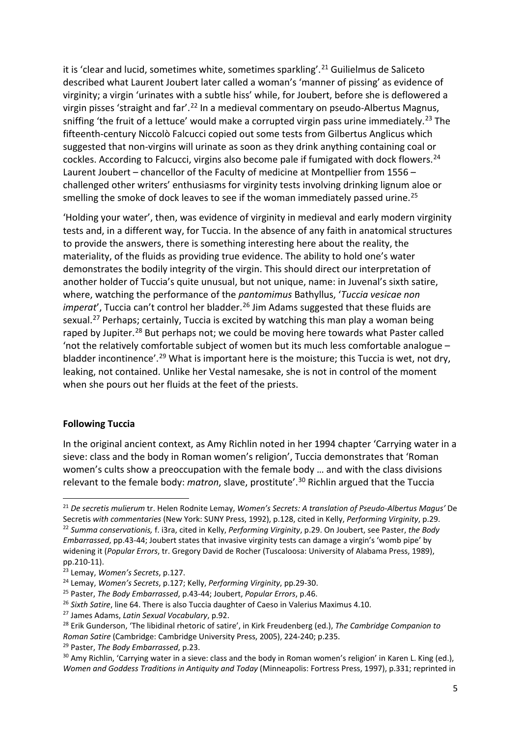it is 'clear and lucid, sometimes white, sometimes sparkling'.[21] Guilielmus de Saliceto described what Laurent Joubert later called a woman's 'manner of pissing' as evidence of virginity; a virgin 'urinates with a subtle hiss' while, for Joubert, before she is deflowered a virgin pisses 'straight and far'.[22] In a medieval commentary on pseudo-Albertus Magnus, sniffing 'the fruit of a lettuce' would make a corrupted virgin pass urine immediately.[23] The fifteenth-century Niccolò Falcucci copied out some tests from Gilbertus Anglicus which suggested that non-virgins will urinate as soon as they drink anything containing coal or cockles. According to Falcucci, virgins also become pale if fumigated with dock flowers.[24] Laurent Joubert – chancellor of the Faculty of medicine at Montpellier from 1556 – challenged other writers' enthusiasms for virginity tests involving drinking lignum aloe or smelling the smoke of dock leaves to see if the woman immediately passed urine.[25]

'Holding your water', then, was evidence of virginity in medieval and early modern virginity tests and, in a different way, for Tuccia. In the absence of any faith in anatomical structures to provide the answers, there is something interesting here about the reality, the materiality, of the fluids as providing true evidence. The ability to hold one's water demonstrates the bodily integrity of the virgin. This should direct our interpretation of another holder of Tuccia's quite unusual, but not unique, name: in Juvenal's sixth satire, where, watching the performance of the *pantomimus* Bathyllus, '*Tuccia vesicae non imperat*', Tuccia can't control her bladder.[26] Jim Adams suggested that these fluids are sexual.[27] Perhaps; certainly, Tuccia is excited by watching this man play a woman being raped by Jupiter.[28] But perhaps not; we could be moving here towards what Paster called 'not the relatively comfortable subject of women but its much less comfortable analogue – bladder incontinence'.[29] What is important here is the moisture; this Tuccia is wet, not dry, leaking, not contained. Unlike her Vestal namesake, she is not in control of the moment when she pours out her fluids at the feet of the priests.

## Following Tuccia

In the original ancient context, as Amy Richlin noted in her 1994 chapter 'Carrying water in a sieve: class and the body in Roman women's religion', Tuccia demonstrates that 'Roman women's cults show a preoccupation with the female body … and with the class divisions relevant to the female body: *matron*, slave, prostitute'.[30] Richlin argued that the Tuccia

---

[21] *De secretis mulierum* tr. Helen Rodnite Lemay, *Women's Secrets: A translation of Pseudo-Albertus Magus'* De Secretis *with commentaries* (New York: SUNY Press, 1992), p.128, cited in Kelly, *Performing Virginity*, p.29.

[22] *Summa conservationis,* f. i3ra, cited in Kelly, *Performing Virginity*, p.29. On Joubert, see Paster, *the Body Embarrassed*, pp.43-44; Joubert states that invasive virginity tests can damage a virgin's 'womb pipe' by widening it (*Popular Errors*, tr. Gregory David de Rocher (Tuscaloosa: University of Alabama Press, 1989), pp.210-11).

[23] Lemay, *Women's Secrets*, p.127.

[24] Lemay, *Women's Secrets*, p.127; Kelly, *Performing Virginity*, pp.29-30.

[25] Paster, *The Body Embarrassed*, p.43-44; Joubert, *Popular Errors*, p.46.

[26] *Sixth Satire*, line 64. There is also Tuccia daughter of Caeso in Valerius Maximus 4.10.

[27] James Adams, *Latin Sexual Vocabulary*, p.92.

[28] Erik Gunderson, 'The libidinal rhetoric of satire', in Kirk Freudenberg (ed.), *The Cambridge Companion to Roman Satire* (Cambridge: Cambridge University Press, 2005), 224-240; p.235.

[29] Paster, *The Body Embarrassed*, p.23.

[30] Amy Richlin, 'Carrying water in a sieve: class and the body in Roman women's religion' in Karen L. King (ed.), *Women and Goddess Traditions in Antiquity and Today* (Minneapolis: Fortress Press, 1997), p.331; reprinted in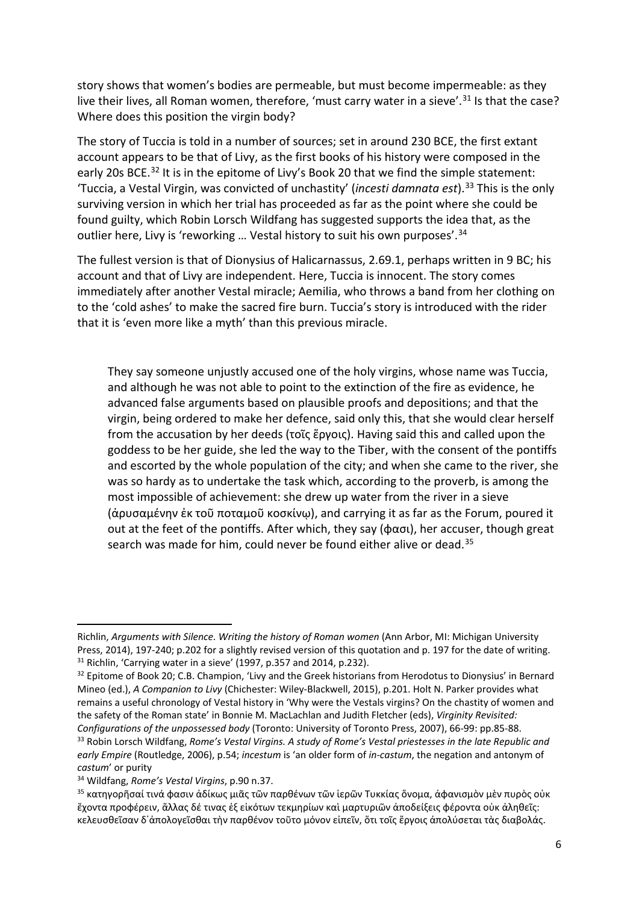story shows that women's bodies are permeable, but must become impermeable: as they live their lives, all Roman women, therefore, 'must carry water in a sieve'.[31] Is that the case? Where does this position the virgin body?

The story of Tuccia is told in a number of sources; set in around 230 BCE, the first extant account appears to be that of Livy, as the first books of his history were composed in the early 20s BCE.[32] It is in the epitome of Livy's Book 20 that we find the simple statement: 'Tuccia, a Vestal Virgin, was convicted of unchastity' (*incesti damnata est*).[33] This is the only surviving version in which her trial has proceeded as far as the point where she could be found guilty, which Robin Lorsch Wildfang has suggested supports the idea that, as the outlier here, Livy is 'reworking … Vestal history to suit his own purposes'.[34]

The fullest version is that of Dionysius of Halicarnassus, 2.69.1, perhaps written in 9 BC; his account and that of Livy are independent. Here, Tuccia is innocent. The story comes immediately after another Vestal miracle; Aemilia, who throws a band from her clothing on to the 'cold ashes' to make the sacred fire burn. Tuccia's story is introduced with the rider that it is 'even more like a myth' than this previous miracle.

> They say someone unjustly accused one of the holy virgins, whose name was Tuccia, and although he was not able to point to the extinction of the fire as evidence, he advanced false arguments based on plausible proofs and depositions; and that the virgin, being ordered to make her defence, said only this, that she would clear herself from the accusation by her deeds (τοῖς ἔργοις). Having said this and called upon the goddess to be her guide, she led the way to the Tiber, with the consent of the pontiffs and escorted by the whole population of the city; and when she came to the river, she was so hardy as to undertake the task which, according to the proverb, is among the most impossible of achievement: she drew up water from the river in a sieve (ἀρυσαμένην ἐκ τοῦ ποταμοῦ κοσκίνῳ), and carrying it as far as the Forum, poured it out at the feet of the pontiffs. After which, they say (φασι), her accuser, though great search was made for him, could never be found either alive or dead.[35]

---

Richlin, *Arguments with Silence. Writing the history of Roman women* (Ann Arbor, MI: Michigan University Press, 2014), 197-240; p.202 for a slightly revised version of this quotation and p. 197 for the date of writing.

[31] Richlin, 'Carrying water in a sieve' (1997, p.357 and 2014, p.232).

[32] Epitome of Book 20; C.B. Champion, 'Livy and the Greek historians from Herodotus to Dionysius' in Bernard Mineo (ed.), *A Companion to Livy* (Chichester: Wiley-Blackwell, 2015), p.201. Holt N. Parker provides what remains a useful chronology of Vestal history in 'Why were the Vestals virgins? On the chastity of women and the safety of the Roman state' in Bonnie M. MacLachlan and Judith Fletcher (eds), *Virginity Revisited: Configurations of the unpossessed body* (Toronto: University of Toronto Press, 2007), 66-99: pp.85-88.

[33] Robin Lorsch Wildfang, *Rome's Vestal Virgins. A study of Rome's Vestal priestesses in the late Republic and early Empire* (Routledge, 2006), p.54; *incestum* is 'an older form of *in-castum*, the negation and antonym of *castum*' or purity

[34] Wildfang, *Rome's Vestal Virgins*, p.90 n.37.

[35] κατηγορῆσαί τινά φασιν ἀδίκως μιᾶς τῶν παρθένων τῶν ἱερῶν Τυκκίας ὄνομα, ἀφανισμὸν μὲν πυρὸς οὐκ ἔχοντα προφέρειν, ἄλλας δέ τινας ἐξ εἰκότων τεκμηρίων καὶ μαρτυριῶν ἀποδείξεις φέροντα οὐκ ἀληθεῖς: κελευσθεῖσαν δ᾽ἀπολογεῖσθαι τὴν παρθένον τοῦτο μόνον εἰπεῖν, ὅτι τοῖς ἔργοις ἀπολύσεται τὰς διαβολάς.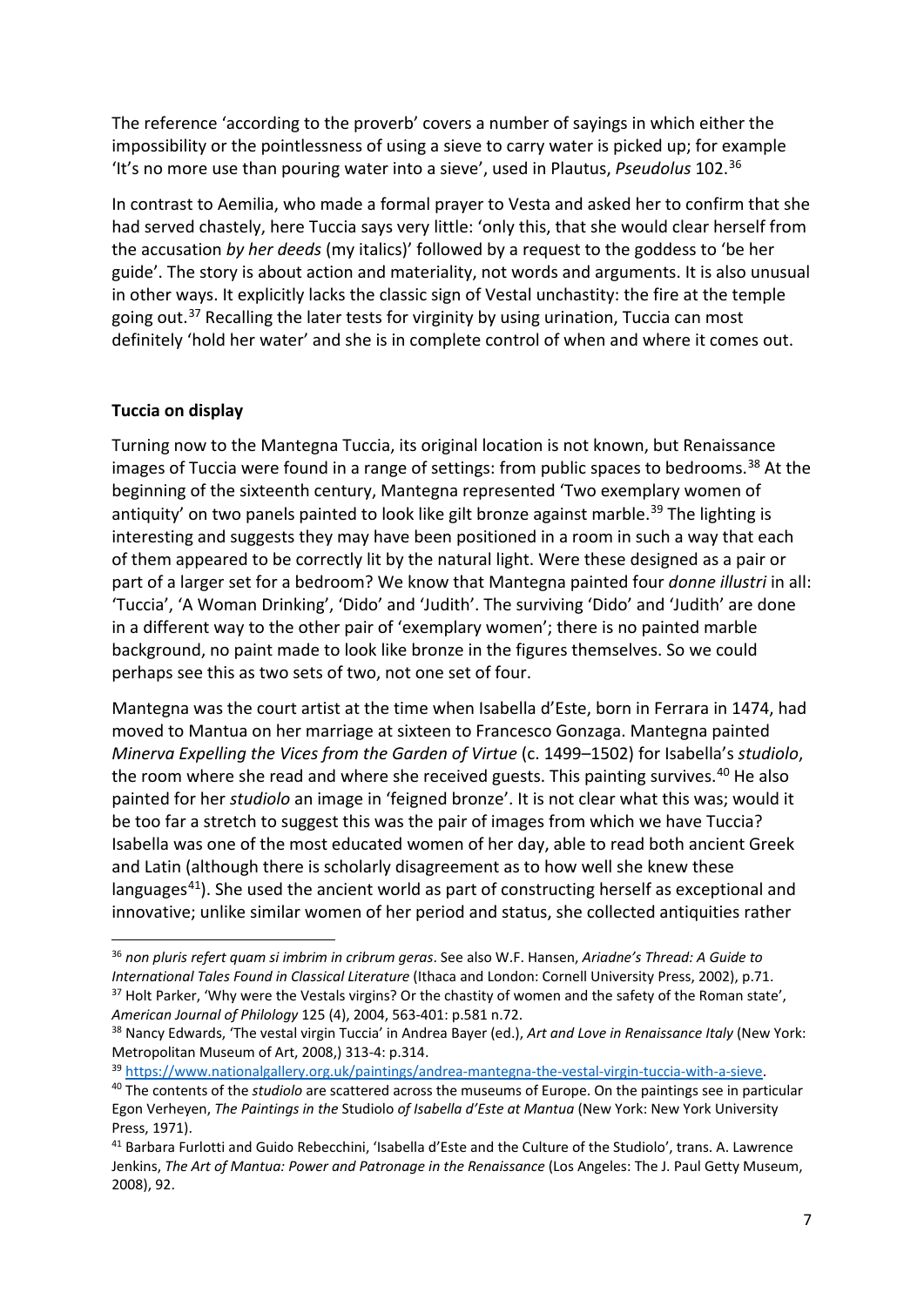The reference 'according to the proverb' covers a number of sayings in which either the impossibility or the pointlessness of using a sieve to carry water is picked up; for example 'It's no more use than pouring water into a sieve', used in Plautus, *Pseudolus* 102.[36]

In contrast to Aemilia, who made a formal prayer to Vesta and asked her to confirm that she had served chastely, here Tuccia says very little: 'only this, that she would clear herself from the accusation *by her deeds* (my italics)' followed by a request to the goddess to 'be her guide'. The story is about action and materiality, not words and arguments. It is also unusual in other ways. It explicitly lacks the classic sign of Vestal unchastity: the fire at the temple going out.[37] Recalling the later tests for virginity by using urination, Tuccia can most definitely 'hold her water' and she is in complete control of when and where it comes out.

**Tuccia on display**

Turning now to the Mantegna Tuccia, its original location is not known, but Renaissance images of Tuccia were found in a range of settings: from public spaces to bedrooms.[38] At the beginning of the sixteenth century, Mantegna represented 'Two exemplary women of antiquity' on two panels painted to look like gilt bronze against marble.[39] The lighting is interesting and suggests they may have been positioned in a room in such a way that each of them appeared to be correctly lit by the natural light. Were these designed as a pair or part of a larger set for a bedroom? We know that Mantegna painted four *donne illustri* in all: 'Tuccia', 'A Woman Drinking', 'Dido' and 'Judith'. The surviving 'Dido' and 'Judith' are done in a different way to the other pair of 'exemplary women'; there is no painted marble background, no paint made to look like bronze in the figures themselves. So we could perhaps see this as two sets of two, not one set of four.

Mantegna was the court artist at the time when Isabella d'Este, born in Ferrara in 1474, had moved to Mantua on her marriage at sixteen to Francesco Gonzaga. Mantegna painted *Minerva Expelling the Vices from the Garden of Virtue* (c. 1499–1502) for Isabella's *studiolo*, the room where she read and where she received guests. This painting survives.[40] He also painted for her *studiolo* an image in 'feigned bronze'. It is not clear what this was; would it be too far a stretch to suggest this was the pair of images from which we have Tuccia? Isabella was one of the most educated women of her day, able to read both ancient Greek and Latin (although there is scholarly disagreement as to how well she knew these languages[41]). She used the ancient world as part of constructing herself as exceptional and innovative; unlike similar women of her period and status, she collected antiquities rather

---

[36] *non pluris refert quam si imbrim in cribrum geras*. See also W.F. Hansen, *Ariadne's Thread: A Guide to International Tales Found in Classical Literature* (Ithaca and London: Cornell University Press, 2002), p.71.

[37] Holt Parker, 'Why were the Vestals virgins? Or the chastity of women and the safety of the Roman state', *American Journal of Philology* 125 (4), 2004, 563-401: p.581 n.72.

[38] Nancy Edwards, 'The vestal virgin Tuccia' in Andrea Bayer (ed.), *Art and Love in Renaissance Italy* (New York: Metropolitan Museum of Art, 2008,) 313-4: p.314.

[39] https://www.nationalgallery.org.uk/paintings/andrea-mantegna-the-vestal-virgin-tuccia-with-a-sieve.

[40] The contents of the *studiolo* are scattered across the museums of Europe. On the paintings see in particular Egon Verheyen, *The Paintings in the* Studiolo *of Isabella d'Este at Mantua* (New York: New York University Press, 1971).

[41] Barbara Furlotti and Guido Rebecchini, 'Isabella d'Este and the Culture of the Studiolo', trans. A. Lawrence Jenkins, *The Art of Mantua: Power and Patronage in the Renaissance* (Los Angeles: The J. Paul Getty Museum, 2008), 92.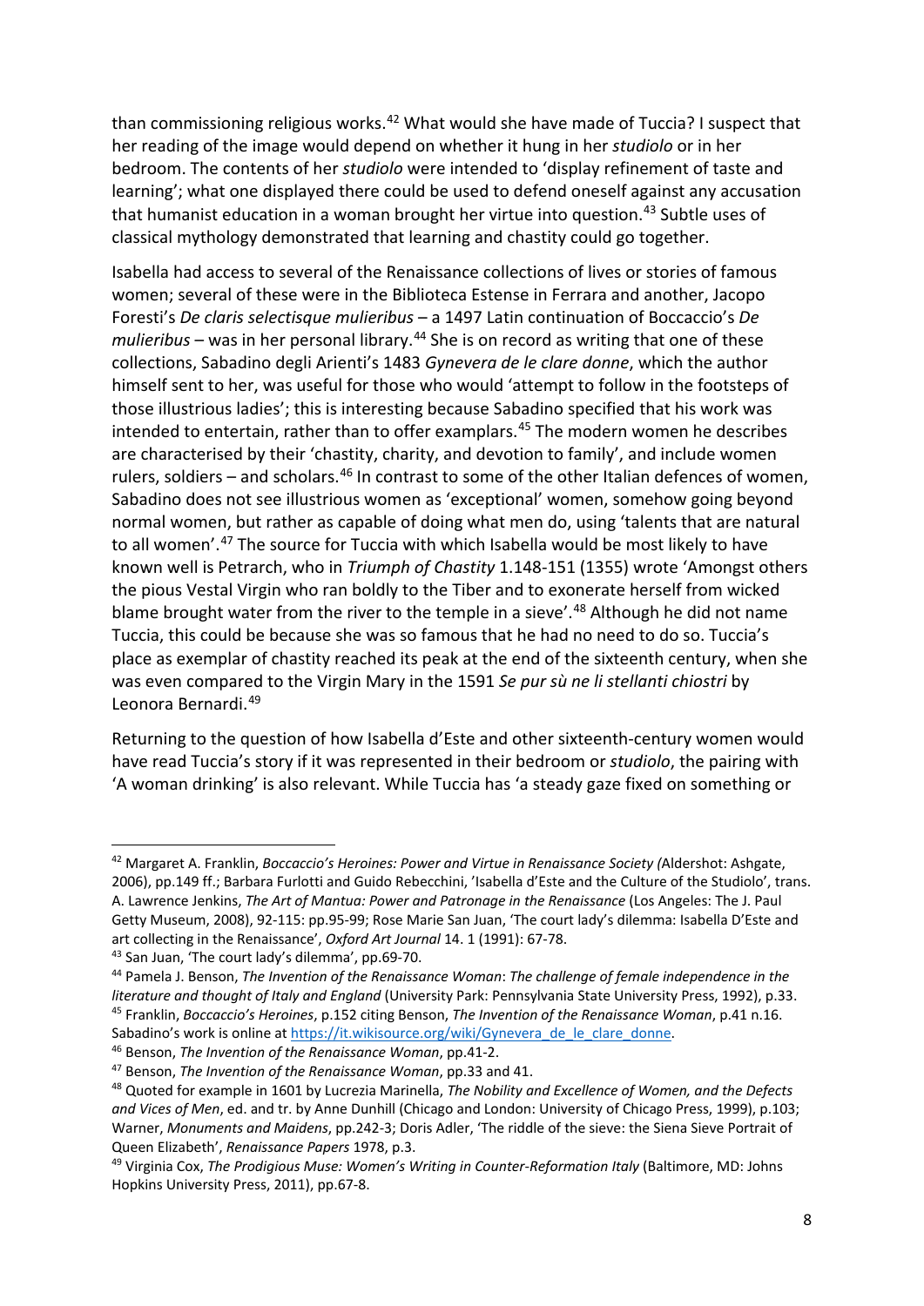than commissioning religious works.[42] What would she have made of Tuccia? I suspect that her reading of the image would depend on whether it hung in her *studiolo* or in her bedroom. The contents of her *studiolo* were intended to 'display refinement of taste and learning'; what one displayed there could be used to defend oneself against any accusation that humanist education in a woman brought her virtue into question.[43] Subtle uses of classical mythology demonstrated that learning and chastity could go together.

Isabella had access to several of the Renaissance collections of lives or stories of famous women; several of these were in the Biblioteca Estense in Ferrara and another, Jacopo Foresti's *De claris selectisque mulieribus* – a 1497 Latin continuation of Boccaccio's *De mulieribus* – was in her personal library.[44] She is on record as writing that one of these collections, Sabadino degli Arienti's 1483 *Gynevera de le clare donne*, which the author himself sent to her, was useful for those who would 'attempt to follow in the footsteps of those illustrious ladies'; this is interesting because Sabadino specified that his work was intended to entertain, rather than to offer examplars.[45] The modern women he describes are characterised by their 'chastity, charity, and devotion to family', and include women rulers, soldiers – and scholars.[46] In contrast to some of the other Italian defences of women, Sabadino does not see illustrious women as 'exceptional' women, somehow going beyond normal women, but rather as capable of doing what men do, using 'talents that are natural to all women'.[47] The source for Tuccia with which Isabella would be most likely to have known well is Petrarch, who in *Triumph of Chastity* 1.148-151 (1355) wrote 'Amongst others the pious Vestal Virgin who ran boldly to the Tiber and to exonerate herself from wicked blame brought water from the river to the temple in a sieve'.[48] Although he did not name Tuccia, this could be because she was so famous that he had no need to do so. Tuccia's place as exemplar of chastity reached its peak at the end of the sixteenth century, when she was even compared to the Virgin Mary in the 1591 *Se pur sù ne li stellanti chiostri* by Leonora Bernardi.[49]

Returning to the question of how Isabella d'Este and other sixteenth-century women would have read Tuccia's story if it was represented in their bedroom or *studiolo*, the pairing with 'A woman drinking' is also relevant. While Tuccia has 'a steady gaze fixed on something or

---

[42] Margaret A. Franklin, *Boccaccio's Heroines: Power and Virtue in Renaissance Society (*Aldershot: Ashgate, 2006), pp.149 ff.; Barbara Furlotti and Guido Rebecchini, 'Isabella d'Este and the Culture of the Studiolo', trans. A. Lawrence Jenkins, *The Art of Mantua: Power and Patronage in the Renaissance* (Los Angeles: The J. Paul Getty Museum, 2008), 92-115: pp.95-99; Rose Marie San Juan, 'The court lady's dilemma: Isabella D'Este and art collecting in the Renaissance', *Oxford Art Journal* 14. 1 (1991): 67-78.

[43] San Juan, 'The court lady's dilemma', pp.69-70.

[44] Pamela J. Benson, *The Invention of the Renaissance Woman*: *The challenge of female independence in the literature and thought of Italy and England* (University Park: Pennsylvania State University Press, 1992), p.33.

[45] Franklin, *Boccaccio's Heroines*, p.152 citing Benson, *The Invention of the Renaissance Woman*, p.41 n.16. Sabadino's work is online at https://it.wikisource.org/wiki/Gynevera_de_le_clare_donne.

[46] Benson, *The Invention of the Renaissance Woman*, pp.41-2.

[47] Benson, *The Invention of the Renaissance Woman*, pp.33 and 41.

[48] Quoted for example in 1601 by Lucrezia Marinella, *The Nobility and Excellence of Women, and the Defects and Vices of Men*, ed. and tr. by Anne Dunhill (Chicago and London: University of Chicago Press, 1999), p.103; Warner, *Monuments and Maidens*, pp.242-3; Doris Adler, 'The riddle of the sieve: the Siena Sieve Portrait of Queen Elizabeth', *Renaissance Papers* 1978, p.3.

[49] Virginia Cox, *The Prodigious Muse: Women's Writing in Counter-Reformation Italy* (Baltimore, MD: Johns Hopkins University Press, 2011), pp.67-8.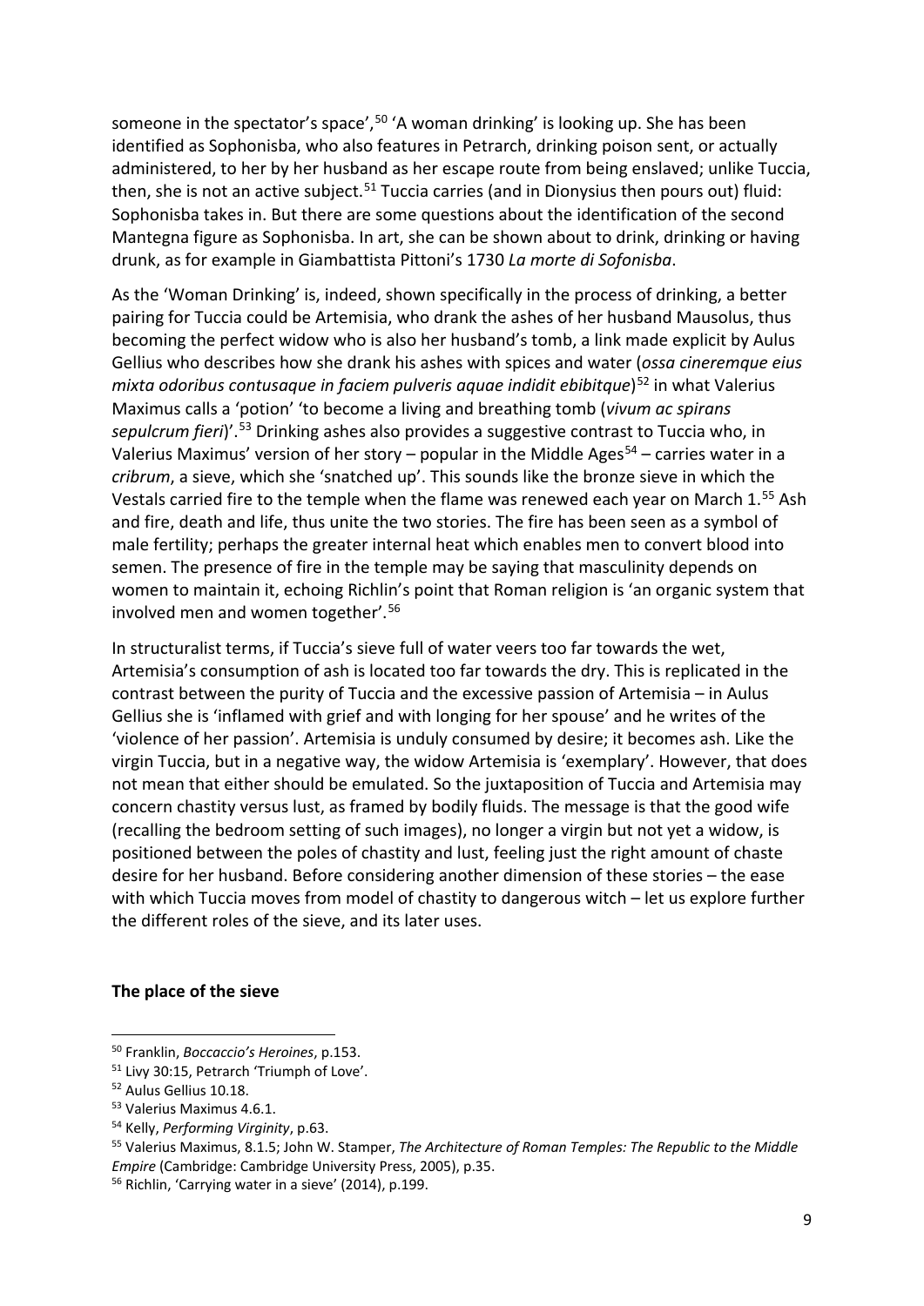someone in the spectator's space',[50] 'A woman drinking' is looking up. She has been identified as Sophonisba, who also features in Petrarch, drinking poison sent, or actually administered, to her by her husband as her escape route from being enslaved; unlike Tuccia, then, she is not an active subject.[51] Tuccia carries (and in Dionysius then pours out) fluid: Sophonisba takes in. But there are some questions about the identification of the second Mantegna figure as Sophonisba. In art, she can be shown about to drink, drinking or having drunk, as for example in Giambattista Pittoni's 1730 *La morte di Sofonisba*.

As the 'Woman Drinking' is, indeed, shown specifically in the process of drinking, a better pairing for Tuccia could be Artemisia, who drank the ashes of her husband Mausolus, thus becoming the perfect widow who is also her husband's tomb, a link made explicit by Aulus Gellius who describes how she drank his ashes with spices and water (*ossa cineremque eius mixta odoribus contusaque in faciem pulveris aquae indidit ebibitque*)[52] in what Valerius Maximus calls a 'potion' 'to become a living and breathing tomb (*vivum ac spirans sepulcrum fieri*)'.[53] Drinking ashes also provides a suggestive contrast to Tuccia who, in Valerius Maximus' version of her story – popular in the Middle Ages[54] – carries water in a *cribrum*, a sieve, which she 'snatched up'. This sounds like the bronze sieve in which the Vestals carried fire to the temple when the flame was renewed each year on March 1.[55] Ash and fire, death and life, thus unite the two stories. The fire has been seen as a symbol of male fertility; perhaps the greater internal heat which enables men to convert blood into semen. The presence of fire in the temple may be saying that masculinity depends on women to maintain it, echoing Richlin's point that Roman religion is 'an organic system that involved men and women together'.[56]

In structuralist terms, if Tuccia's sieve full of water veers too far towards the wet, Artemisia's consumption of ash is located too far towards the dry. This is replicated in the contrast between the purity of Tuccia and the excessive passion of Artemisia – in Aulus Gellius she is 'inflamed with grief and with longing for her spouse' and he writes of the 'violence of her passion'. Artemisia is unduly consumed by desire; it becomes ash. Like the virgin Tuccia, but in a negative way, the widow Artemisia is 'exemplary'. However, that does not mean that either should be emulated. So the juxtaposition of Tuccia and Artemisia may concern chastity versus lust, as framed by bodily fluids. The message is that the good wife (recalling the bedroom setting of such images), no longer a virgin but not yet a widow, is positioned between the poles of chastity and lust, feeling just the right amount of chaste desire for her husband. Before considering another dimension of these stories – the ease with which Tuccia moves from model of chastity to dangerous witch – let us explore further the different roles of the sieve, and its later uses.

**The place of the sieve**

---

[50] Franklin, *Boccaccio's Heroines*, p.153.

[51] Livy 30:15, Petrarch 'Triumph of Love'.

[52] Aulus Gellius 10.18.

[53] Valerius Maximus 4.6.1.

[54] Kelly, *Performing Virginity*, p.63.

[55] Valerius Maximus, 8.1.5; John W. Stamper, *The Architecture of Roman Temples: The Republic to the Middle Empire* (Cambridge: Cambridge University Press, 2005), p.35.

[56] Richlin, 'Carrying water in a sieve' (2014), p.199.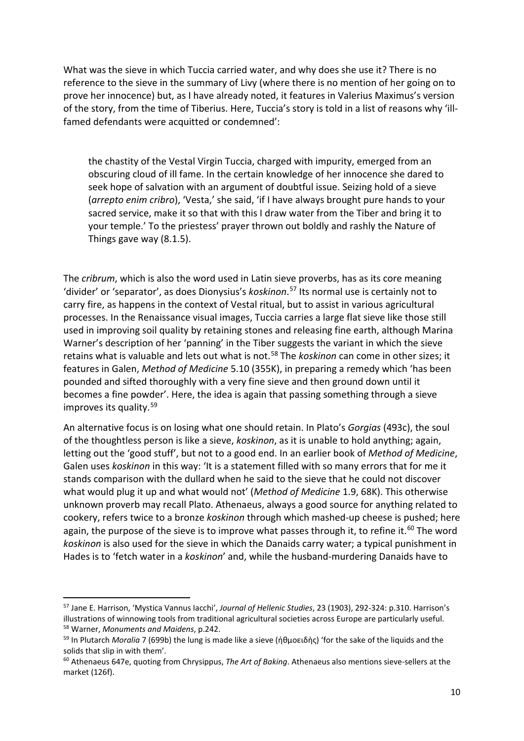What was the sieve in which Tuccia carried water, and why does she use it? There is no reference to the sieve in the summary of Livy (where there is no mention of her going on to prove her innocence) but, as I have already noted, it features in Valerius Maximus's version of the story, from the time of Tiberius. Here, Tuccia's story is told in a list of reasons why 'ill-famed defendants were acquitted or condemned':

> the chastity of the Vestal Virgin Tuccia, charged with impurity, emerged from an obscuring cloud of ill fame. In the certain knowledge of her innocence she dared to seek hope of salvation with an argument of doubtful issue. Seizing hold of a sieve (*arrepto enim cribro*), 'Vesta,' she said, 'if I have always brought pure hands to your sacred service, make it so that with this I draw water from the Tiber and bring it to your temple.' To the priestess' prayer thrown out boldly and rashly the Nature of Things gave way (8.1.5).

The *cribrum*, which is also the word used in Latin sieve proverbs, has as its core meaning 'divider' or 'separator', as does Dionysius's *koskinon*.[57] Its normal use is certainly not to carry fire, as happens in the context of Vestal ritual, but to assist in various agricultural processes. In the Renaissance visual images, Tuccia carries a large flat sieve like those still used in improving soil quality by retaining stones and releasing fine earth, although Marina Warner's description of her 'panning' in the Tiber suggests the variant in which the sieve retains what is valuable and lets out what is not.[58] The *koskinon* can come in other sizes; it features in Galen, *Method of Medicine* 5.10 (355K), in preparing a remedy which 'has been pounded and sifted thoroughly with a very fine sieve and then ground down until it becomes a fine powder'. Here, the idea is again that passing something through a sieve improves its quality.[59]

An alternative focus is on losing what one should retain. In Plato's *Gorgias* (493c), the soul of the thoughtless person is like a sieve, *koskinon*, as it is unable to hold anything; again, letting out the 'good stuff', but not to a good end. In an earlier book of *Method of Medicine*, Galen uses *koskinon* in this way: 'It is a statement filled with so many errors that for me it stands comparison with the dullard when he said to the sieve that he could not discover what would plug it up and what would not' (*Method of Medicine* 1.9, 68K). This otherwise unknown proverb may recall Plato. Athenaeus, always a good source for anything related to cookery, refers twice to a bronze *koskinon* through which mashed-up cheese is pushed; here again, the purpose of the sieve is to improve what passes through it, to refine it.[60] The word *koskinon* is also used for the sieve in which the Danaids carry water; a typical punishment in Hades is to 'fetch water in a *koskinon*' and, while the husband-murdering Danaids have to

---

[57] Jane E. Harrison, 'Mystica Vannus Iacchi', *Journal of Hellenic Studies*, 23 (1903), 292-324: p.310. Harrison's illustrations of winnowing tools from traditional agricultural societies across Europe are particularly useful.

[58] Warner, *Monuments and Maidens*, p.242.

[59] In Plutarch *Moralia* 7 (699b) the lung is made like a sieve (ἠθμοειδὴς) 'for the sake of the liquids and the solids that slip in with them'.

[60] Athenaeus 647e, quoting from Chrysippus, *The Art of Baking*. Athenaeus also mentions sieve-sellers at the market (126f).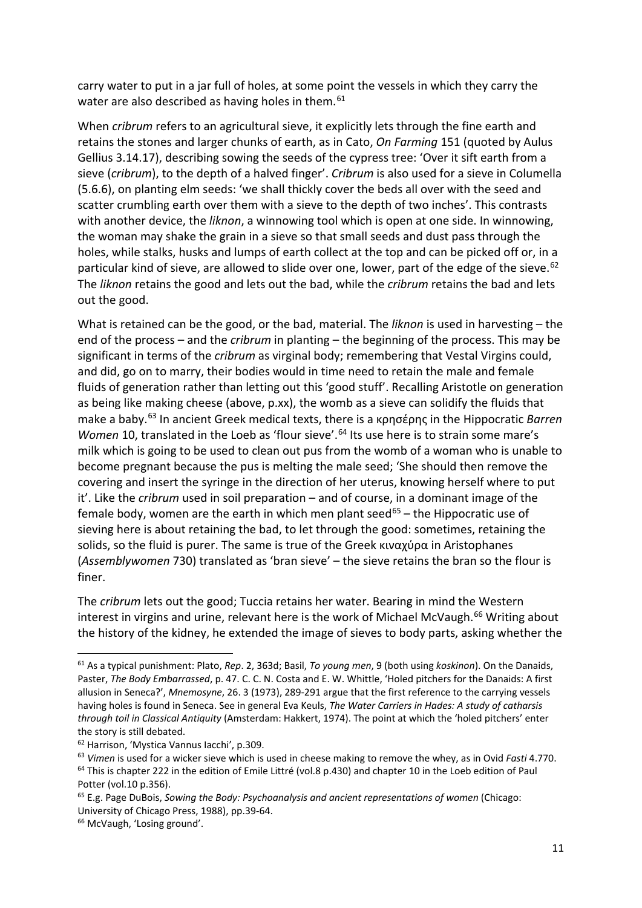carry water to put in a jar full of holes, at some point the vessels in which they carry the water are also described as having holes in them.[61]

When *cribrum* refers to an agricultural sieve, it explicitly lets through the fine earth and retains the stones and larger chunks of earth, as in Cato, *On Farming* 151 (quoted by Aulus Gellius 3.14.17), describing sowing the seeds of the cypress tree: 'Over it sift earth from a sieve (*cribrum*), to the depth of a halved finger'. *Cribrum* is also used for a sieve in Columella (5.6.6), on planting elm seeds: 'we shall thickly cover the beds all over with the seed and scatter crumbling earth over them with a sieve to the depth of two inches'. This contrasts with another device, the *liknon*, a winnowing tool which is open at one side. In winnowing, the woman may shake the grain in a sieve so that small seeds and dust pass through the holes, while stalks, husks and lumps of earth collect at the top and can be picked off or, in a particular kind of sieve, are allowed to slide over one, lower, part of the edge of the sieve.[62] The *liknon* retains the good and lets out the bad, while the *cribrum* retains the bad and lets out the good.

What is retained can be the good, or the bad, material. The *liknon* is used in harvesting – the end of the process – and the *cribrum* in planting – the beginning of the process. This may be significant in terms of the *cribrum* as virginal body; remembering that Vestal Virgins could, and did, go on to marry, their bodies would in time need to retain the male and female fluids of generation rather than letting out this 'good stuff'. Recalling Aristotle on generation as being like making cheese (above, p.xx), the womb as a sieve can solidify the fluids that make a baby.[63] In ancient Greek medical texts, there is a κρησέρης in the Hippocratic *Barren Women* 10, translated in the Loeb as 'flour sieve'.[64] Its use here is to strain some mare's milk which is going to be used to clean out pus from the womb of a woman who is unable to become pregnant because the pus is melting the male seed; 'She should then remove the covering and insert the syringe in the direction of her uterus, knowing herself where to put it'. Like the *cribrum* used in soil preparation – and of course, in a dominant image of the female body, women are the earth in which men plant seed[65] – the Hippocratic use of sieving here is about retaining the bad, to let through the good: sometimes, retaining the solids, so the fluid is purer. The same is true of the Greek κιναχύρα in Aristophanes (*Assemblywomen* 730) translated as 'bran sieve' – the sieve retains the bran so the flour is finer.

The *cribrum* lets out the good; Tuccia retains her water. Bearing in mind the Western interest in virgins and urine, relevant here is the work of Michael McVaugh.[66] Writing about the history of the kidney, he extended the image of sieves to body parts, asking whether the

---

[61] As a typical punishment: Plato, *Rep*. 2, 363d; Basil, *To young men*, 9 (both using *koskinon*). On the Danaids, Paster, *The Body Embarrassed*, p. 47. C. C. N. Costa and E. W. Whittle, 'Holed pitchers for the Danaids: A first allusion in Seneca?', *Mnemosyne*, 26. 3 (1973), 289-291 argue that the first reference to the carrying vessels having holes is found in Seneca. See in general Eva Keuls, *The Water Carriers in Hades: A study of catharsis through toil in Classical Antiquity* (Amsterdam: Hakkert, 1974). The point at which the 'holed pitchers' enter the story is still debated.

[62] Harrison, 'Mystica Vannus Iacchi', p.309.

[63] *Vimen* is used for a wicker sieve which is used in cheese making to remove the whey, as in Ovid *Fasti* 4.770.

[64] This is chapter 222 in the edition of Emile Littré (vol.8 p.430) and chapter 10 in the Loeb edition of Paul Potter (vol.10 p.356).

[65] E.g. Page DuBois, *Sowing the Body: Psychoanalysis and ancient representations of women* (Chicago: University of Chicago Press, 1988), pp.39-64.

[66] McVaugh, 'Losing ground'.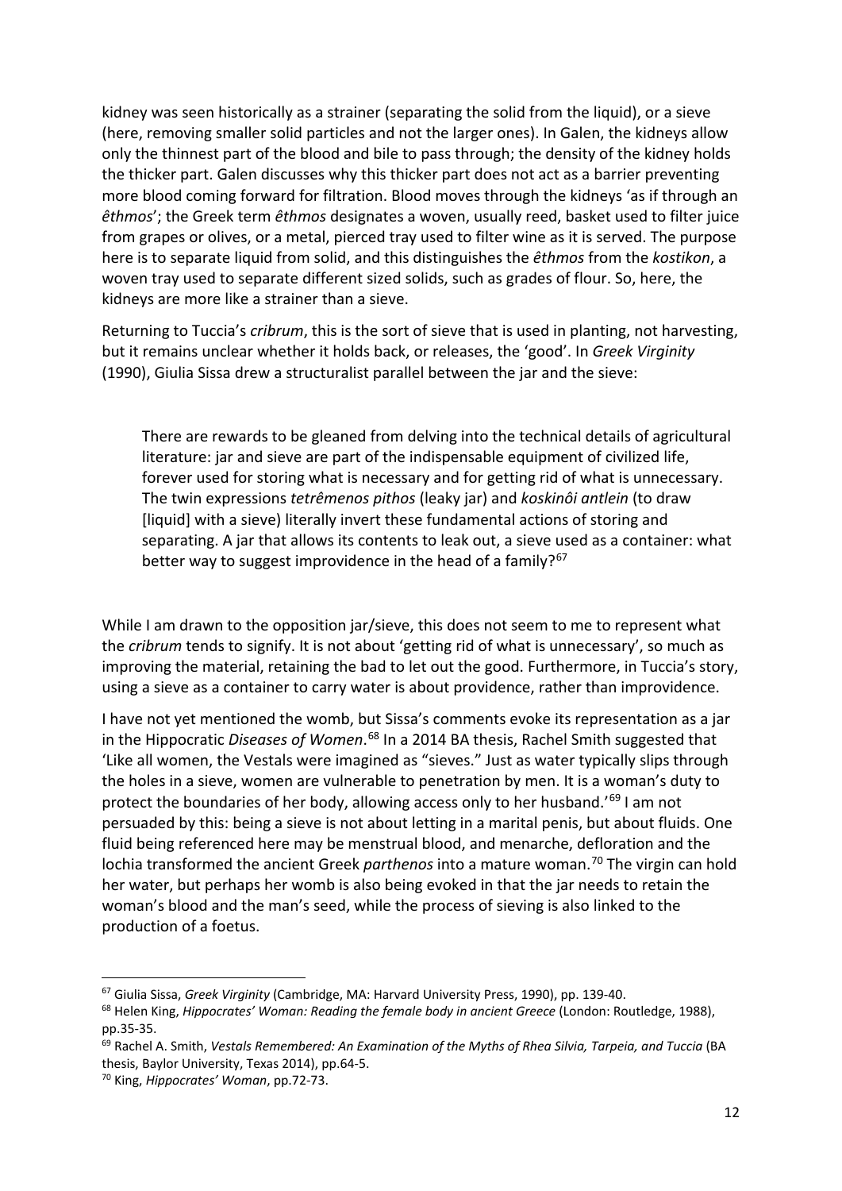kidney was seen historically as a strainer (separating the solid from the liquid), or a sieve (here, removing smaller solid particles and not the larger ones). In Galen, the kidneys allow only the thinnest part of the blood and bile to pass through; the density of the kidney holds the thicker part. Galen discusses why this thicker part does not act as a barrier preventing more blood coming forward for filtration. Blood moves through the kidneys 'as if through an *êthmos*'; the Greek term *êthmos* designates a woven, usually reed, basket used to filter juice from grapes or olives, or a metal, pierced tray used to filter wine as it is served. The purpose here is to separate liquid from solid, and this distinguishes the *êthmos* from the *kostikon*, a woven tray used to separate different sized solids, such as grades of flour. So, here, the kidneys are more like a strainer than a sieve.

Returning to Tuccia's *cribrum*, this is the sort of sieve that is used in planting, not harvesting, but it remains unclear whether it holds back, or releases, the 'good'. In *Greek Virginity* (1990), Giulia Sissa drew a structuralist parallel between the jar and the sieve:

> There are rewards to be gleaned from delving into the technical details of agricultural literature: jar and sieve are part of the indispensable equipment of civilized life, forever used for storing what is necessary and for getting rid of what is unnecessary. The twin expressions *tetrêmenos pithos* (leaky jar) and *koskinôi antlein* (to draw [liquid] with a sieve) literally invert these fundamental actions of storing and separating. A jar that allows its contents to leak out, a sieve used as a container: what better way to suggest improvidence in the head of a family?[67]

While I am drawn to the opposition jar/sieve, this does not seem to me to represent what the *cribrum* tends to signify. It is not about 'getting rid of what is unnecessary', so much as improving the material, retaining the bad to let out the good. Furthermore, in Tuccia's story, using a sieve as a container to carry water is about providence, rather than improvidence.

I have not yet mentioned the womb, but Sissa's comments evoke its representation as a jar in the Hippocratic *Diseases of Women*.[68] In a 2014 BA thesis, Rachel Smith suggested that 'Like all women, the Vestals were imagined as "sieves." Just as water typically slips through the holes in a sieve, women are vulnerable to penetration by men. It is a woman's duty to protect the boundaries of her body, allowing access only to her husband.'[69] I am not persuaded by this: being a sieve is not about letting in a marital penis, but about fluids. One fluid being referenced here may be menstrual blood, and menarche, defloration and the lochia transformed the ancient Greek *parthenos* into a mature woman.[70] The virgin can hold her water, but perhaps her womb is also being evoked in that the jar needs to retain the woman's blood and the man's seed, while the process of sieving is also linked to the production of a foetus.

---

[67] Giulia Sissa, *Greek Virginity* (Cambridge, MA: Harvard University Press, 1990), pp. 139-40.

[68] Helen King, *Hippocrates' Woman: Reading the female body in ancient Greece* (London: Routledge, 1988), pp.35-35.

[69] Rachel A. Smith, *Vestals Remembered: An Examination of the Myths of Rhea Silvia, Tarpeia, and Tuccia* (BA thesis, Baylor University, Texas 2014), pp.64-5.

[70] King, *Hippocrates' Woman*, pp.72-73.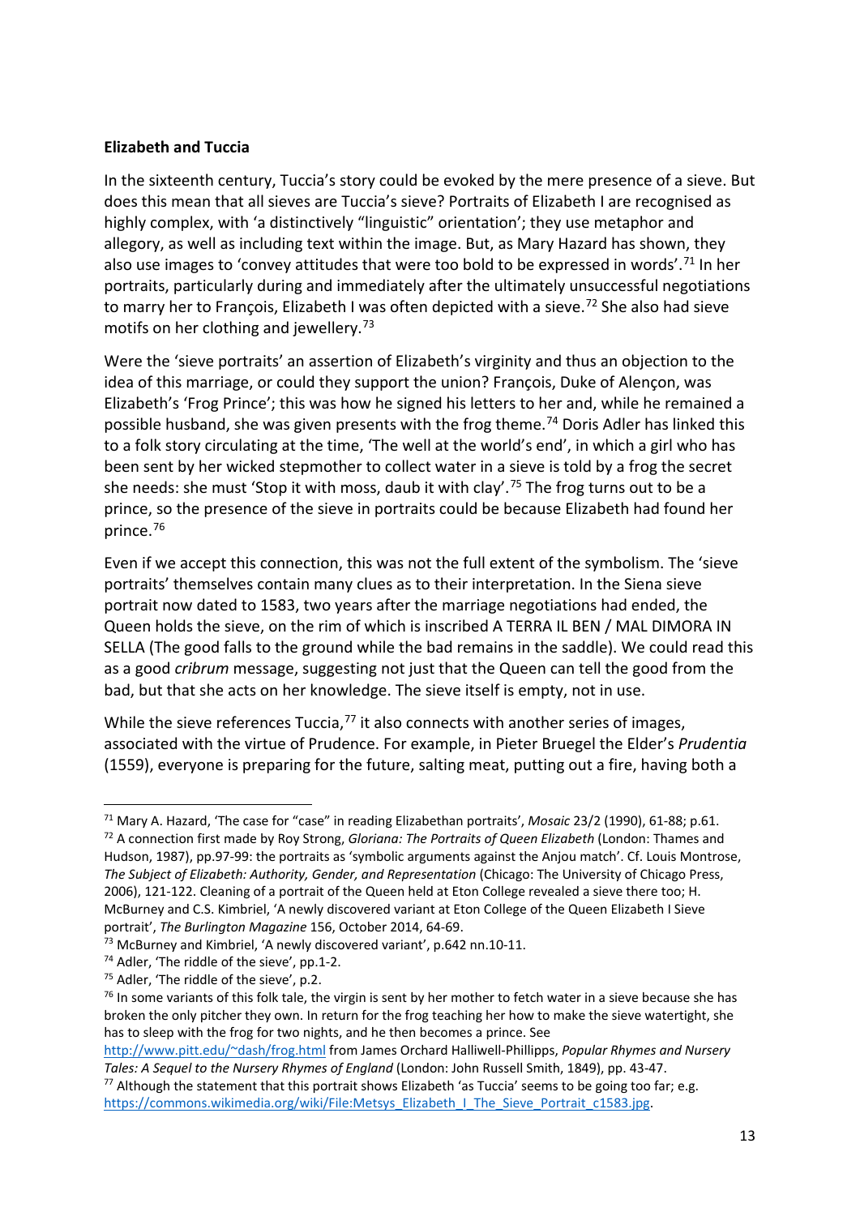**Elizabeth and Tuccia**

In the sixteenth century, Tuccia's story could be evoked by the mere presence of a sieve. But does this mean that all sieves are Tuccia's sieve? Portraits of Elizabeth I are recognised as highly complex, with 'a distinctively "linguistic" orientation'; they use metaphor and allegory, as well as including text within the image. But, as Mary Hazard has shown, they also use images to 'convey attitudes that were too bold to be expressed in words'.[71] In her portraits, particularly during and immediately after the ultimately unsuccessful negotiations to marry her to François, Elizabeth I was often depicted with a sieve.[72] She also had sieve motifs on her clothing and jewellery.[73]

Were the 'sieve portraits' an assertion of Elizabeth's virginity and thus an objection to the idea of this marriage, or could they support the union? François, Duke of Alençon, was Elizabeth's 'Frog Prince'; this was how he signed his letters to her and, while he remained a possible husband, she was given presents with the frog theme.[74] Doris Adler has linked this to a folk story circulating at the time, 'The well at the world's end', in which a girl who has been sent by her wicked stepmother to collect water in a sieve is told by a frog the secret she needs: she must 'Stop it with moss, daub it with clay'.[75] The frog turns out to be a prince, so the presence of the sieve in portraits could be because Elizabeth had found her prince.[76]

Even if we accept this connection, this was not the full extent of the symbolism. The 'sieve portraits' themselves contain many clues as to their interpretation. In the Siena sieve portrait now dated to 1583, two years after the marriage negotiations had ended, the Queen holds the sieve, on the rim of which is inscribed A TERRA IL BEN / MAL DIMORA IN SELLA (The good falls to the ground while the bad remains in the saddle). We could read this as a good *cribrum* message, suggesting not just that the Queen can tell the good from the bad, but that she acts on her knowledge. The sieve itself is empty, not in use.

While the sieve references Tuccia,[77] it also connects with another series of images, associated with the virtue of Prudence. For example, in Pieter Bruegel the Elder's *Prudentia* (1559), everyone is preparing for the future, salting meat, putting out a fire, having both a

---

[71] Mary A. Hazard, 'The case for "case" in reading Elizabethan portraits', *Mosaic* 23/2 (1990), 61-88; p.61.

[72] A connection first made by Roy Strong, *Gloriana: The Portraits of Queen Elizabeth* (London: Thames and Hudson, 1987), pp.97-99: the portraits as 'symbolic arguments against the Anjou match'. Cf. Louis Montrose, *The Subject of Elizabeth: Authority, Gender, and Representation* (Chicago: The University of Chicago Press, 2006), 121-122. Cleaning of a portrait of the Queen held at Eton College revealed a sieve there too; H. McBurney and C.S. Kimbriel, 'A newly discovered variant at Eton College of the Queen Elizabeth I Sieve portrait', *The Burlington Magazine* 156, October 2014, 64-69.

[73] McBurney and Kimbriel, 'A newly discovered variant', p.642 nn.10-11.

[74] Adler, 'The riddle of the sieve', pp.1-2.

[75] Adler, 'The riddle of the sieve', p.2.

[76] In some variants of this folk tale, the virgin is sent by her mother to fetch water in a sieve because she has broken the only pitcher they own. In return for the frog teaching her how to make the sieve watertight, she has to sleep with the frog for two nights, and he then becomes a prince. See http://www.pitt.edu/~dash/frog.html from James Orchard Halliwell-Phillipps, *Popular Rhymes and Nursery Tales: A Sequel to the Nursery Rhymes of England* (London: John Russell Smith, 1849), pp. 43-47.

[77] Although the statement that this portrait shows Elizabeth 'as Tuccia' seems to be going too far; e.g. https://commons.wikimedia.org/wiki/File:Metsys_Elizabeth_I_The_Sieve_Portrait_c1583.jpg.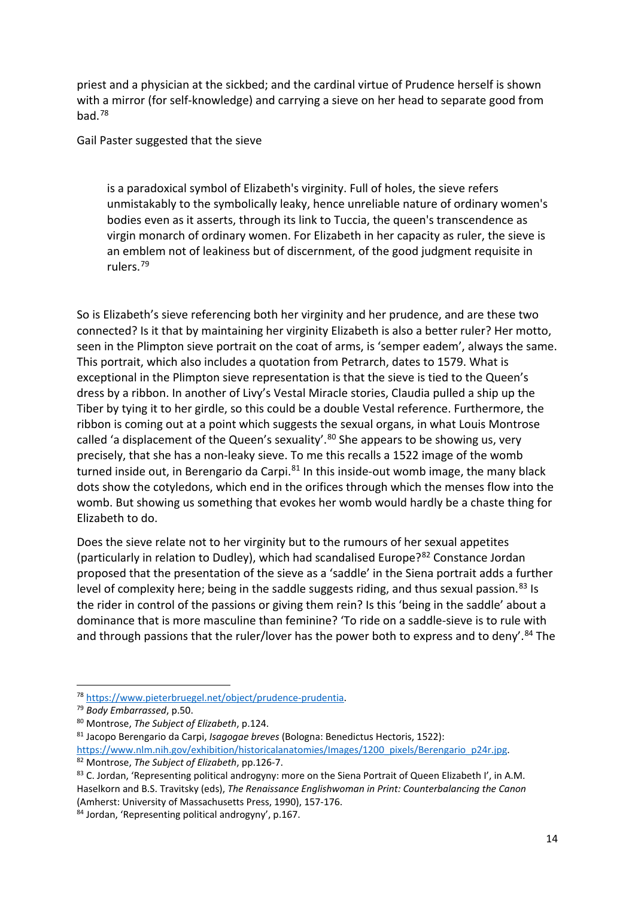priest and a physician at the sickbed; and the cardinal virtue of Prudence herself is shown with a mirror (for self-knowledge) and carrying a sieve on her head to separate good from bad.[78]

Gail Paster suggested that the sieve

> is a paradoxical symbol of Elizabeth's virginity. Full of holes, the sieve refers unmistakably to the symbolically leaky, hence unreliable nature of ordinary women's bodies even as it asserts, through its link to Tuccia, the queen's transcendence as virgin monarch of ordinary women. For Elizabeth in her capacity as ruler, the sieve is an emblem not of leakiness but of discernment, of the good judgment requisite in rulers.[79]

So is Elizabeth's sieve referencing both her virginity and her prudence, and are these two connected? Is it that by maintaining her virginity Elizabeth is also a better ruler? Her motto, seen in the Plimpton sieve portrait on the coat of arms, is 'semper eadem', always the same. This portrait, which also includes a quotation from Petrarch, dates to 1579. What is exceptional in the Plimpton sieve representation is that the sieve is tied to the Queen's dress by a ribbon. In another of Livy's Vestal Miracle stories, Claudia pulled a ship up the Tiber by tying it to her girdle, so this could be a double Vestal reference. Furthermore, the ribbon is coming out at a point which suggests the sexual organs, in what Louis Montrose called 'a displacement of the Queen's sexuality'.[80] She appears to be showing us, very precisely, that she has a non-leaky sieve. To me this recalls a 1522 image of the womb turned inside out, in Berengario da Carpi.[81] In this inside-out womb image, the many black dots show the cotyledons, which end in the orifices through which the menses flow into the womb. But showing us something that evokes her womb would hardly be a chaste thing for Elizabeth to do.

Does the sieve relate not to her virginity but to the rumours of her sexual appetites (particularly in relation to Dudley), which had scandalised Europe?[82] Constance Jordan proposed that the presentation of the sieve as a 'saddle' in the Siena portrait adds a further level of complexity here; being in the saddle suggests riding, and thus sexual passion.[83] Is the rider in control of the passions or giving them rein? Is this 'being in the saddle' about a dominance that is more masculine than feminine? 'To ride on a saddle-sieve is to rule with and through passions that the ruler/lover has the power both to express and to deny'.[84] The

---

[78] https://www.pieterbruegel.net/object/prudence-prudentia.

[79] *Body Embarrassed*, p.50.

[80] Montrose, *The Subject of Elizabeth*, p.124.

[81] Jacopo Berengario da Carpi, *Isagogae breves* (Bologna: Benedictus Hectoris, 1522): https://www.nlm.nih.gov/exhibition/historicalanatomies/Images/1200_pixels/Berengario_p24r.jpg.

[82] Montrose, *The Subject of Elizabeth*, pp.126-7.

[83] C. Jordan, 'Representing political androgyny: more on the Siena Portrait of Queen Elizabeth I', in A.M. Haselkorn and B.S. Travitsky (eds), *The Renaissance Englishwoman in Print: Counterbalancing the Canon* (Amherst: University of Massachusetts Press, 1990), 157-176.

[84] Jordan, 'Representing political androgyny', p.167.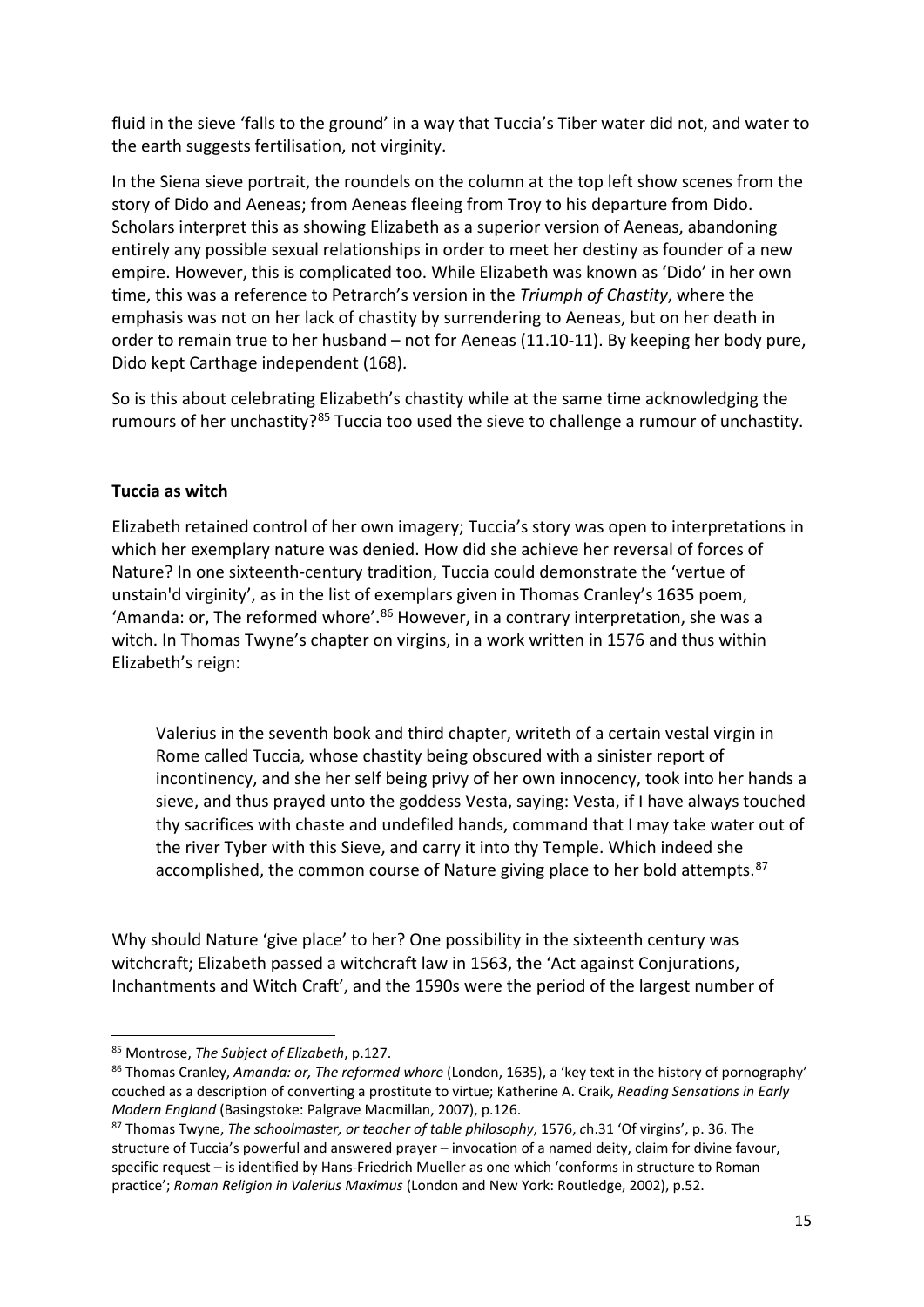fluid in the sieve 'falls to the ground' in a way that Tuccia's Tiber water did not, and water to the earth suggests fertilisation, not virginity.

In the Siena sieve portrait, the roundels on the column at the top left show scenes from the story of Dido and Aeneas; from Aeneas fleeing from Troy to his departure from Dido. Scholars interpret this as showing Elizabeth as a superior version of Aeneas, abandoning entirely any possible sexual relationships in order to meet her destiny as founder of a new empire. However, this is complicated too. While Elizabeth was known as 'Dido' in her own time, this was a reference to Petrarch's version in the *Triumph of Chastity*, where the emphasis was not on her lack of chastity by surrendering to Aeneas, but on her death in order to remain true to her husband – not for Aeneas (11.10-11). By keeping her body pure, Dido kept Carthage independent (168).

So is this about celebrating Elizabeth's chastity while at the same time acknowledging the rumours of her unchastity?[85] Tuccia too used the sieve to challenge a rumour of unchastity.

**Tuccia as witch**

Elizabeth retained control of her own imagery; Tuccia's story was open to interpretations in which her exemplary nature was denied. How did she achieve her reversal of forces of Nature? In one sixteenth-century tradition, Tuccia could demonstrate the 'vertue of unstain'd virginity', as in the list of exemplars given in Thomas Cranley's 1635 poem, 'Amanda: or, The reformed whore'.[86] However, in a contrary interpretation, she was a witch. In Thomas Twyne's chapter on virgins, in a work written in 1576 and thus within Elizabeth's reign:

> Valerius in the seventh book and third chapter, writeth of a certain vestal virgin in Rome called Tuccia, whose chastity being obscured with a sinister report of incontinency, and she her self being privy of her own innocency, took into her hands a sieve, and thus prayed unto the goddess Vesta, saying: Vesta, if I have always touched thy sacrifices with chaste and undefiled hands, command that I may take water out of the river Tyber with this Sieve, and carry it into thy Temple. Which indeed she accomplished, the common course of Nature giving place to her bold attempts.[87]

Why should Nature 'give place' to her? One possibility in the sixteenth century was witchcraft; Elizabeth passed a witchcraft law in 1563, the 'Act against Conjurations, Inchantments and Witch Craft', and the 1590s were the period of the largest number of

---

[85] Montrose, *The Subject of Elizabeth*, p.127.

[86] Thomas Cranley, *Amanda: or, The reformed whore* (London, 1635), a 'key text in the history of pornography' couched as a description of converting a prostitute to virtue; Katherine A. Craik, *Reading Sensations in Early Modern England* (Basingstoke: Palgrave Macmillan, 2007), p.126.

[87] Thomas Twyne, *The schoolmaster, or teacher of table philosophy*, 1576, ch.31 'Of virgins', p. 36. The structure of Tuccia's powerful and answered prayer – invocation of a named deity, claim for divine favour, specific request – is identified by Hans-Friedrich Mueller as one which 'conforms in structure to Roman practice'; *Roman Religion in Valerius Maximus* (London and New York: Routledge, 2002), p.52.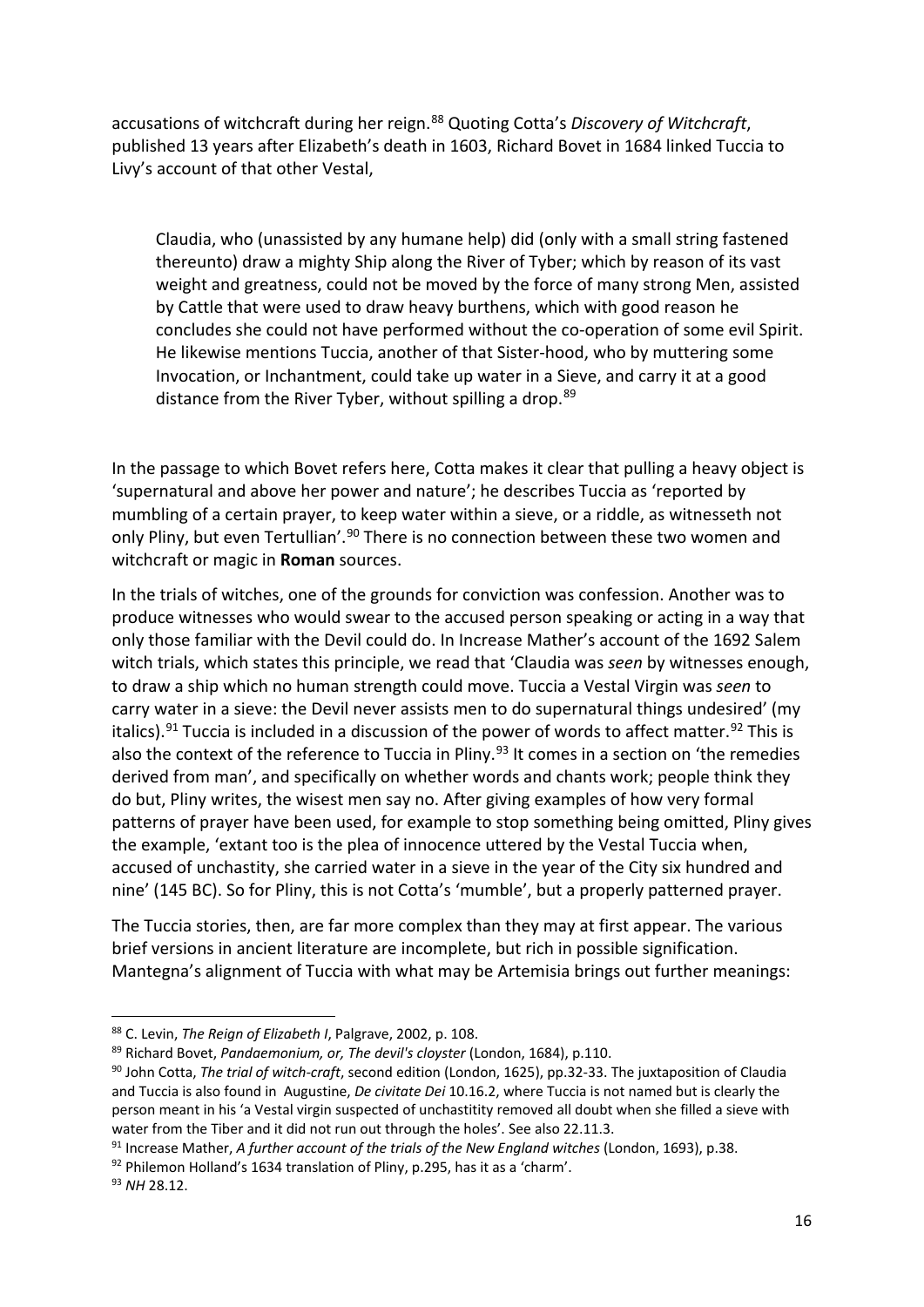accusations of witchcraft during her reign.[88] Quoting Cotta's *Discovery of Witchcraft*, published 13 years after Elizabeth's death in 1603, Richard Bovet in 1684 linked Tuccia to Livy's account of that other Vestal,

> Claudia, who (unassisted by any humane help) did (only with a small string fastened thereunto) draw a mighty Ship along the River of Tyber; which by reason of its vast weight and greatness, could not be moved by the force of many strong Men, assisted by Cattle that were used to draw heavy burthens, which with good reason he concludes she could not have performed without the co-operation of some evil Spirit. He likewise mentions Tuccia, another of that Sister-hood, who by muttering some Invocation, or Inchantment, could take up water in a Sieve, and carry it at a good distance from the River Tyber, without spilling a drop.[89]

In the passage to which Bovet refers here, Cotta makes it clear that pulling a heavy object is 'supernatural and above her power and nature'; he describes Tuccia as 'reported by mumbling of a certain prayer, to keep water within a sieve, or a riddle, as witnesseth not only Pliny, but even Tertullian'.[90] There is no connection between these two women and witchcraft or magic in **Roman** sources.

In the trials of witches, one of the grounds for conviction was confession. Another was to produce witnesses who would swear to the accused person speaking or acting in a way that only those familiar with the Devil could do. In Increase Mather's account of the 1692 Salem witch trials, which states this principle, we read that 'Claudia was *seen* by witnesses enough, to draw a ship which no human strength could move. Tuccia a Vestal Virgin was *seen* to carry water in a sieve: the Devil never assists men to do supernatural things undesired' (my italics).[91] Tuccia is included in a discussion of the power of words to affect matter.[92] This is also the context of the reference to Tuccia in Pliny.[93] It comes in a section on 'the remedies derived from man', and specifically on whether words and chants work; people think they do but, Pliny writes, the wisest men say no. After giving examples of how very formal patterns of prayer have been used, for example to stop something being omitted, Pliny gives the example, 'extant too is the plea of innocence uttered by the Vestal Tuccia when, accused of unchastity, she carried water in a sieve in the year of the City six hundred and nine' (145 BC). So for Pliny, this is not Cotta's 'mumble', but a properly patterned prayer.

The Tuccia stories, then, are far more complex than they may at first appear. The various brief versions in ancient literature are incomplete, but rich in possible signification. Mantegna's alignment of Tuccia with what may be Artemisia brings out further meanings:

---

[88] C. Levin, *The Reign of Elizabeth I*, Palgrave, 2002, p. 108.

[89] Richard Bovet, *Pandaemonium, or, The devil's cloyster* (London, 1684), p.110.

[90] John Cotta, *The trial of witch-craft*, second edition (London, 1625), pp.32-33. The juxtaposition of Claudia and Tuccia is also found in Augustine, *De civitate Dei* 10.16.2, where Tuccia is not named but is clearly the person meant in his 'a Vestal virgin suspected of unchastitity removed all doubt when she filled a sieve with water from the Tiber and it did not run out through the holes'. See also 22.11.3.

[91] Increase Mather, *A further account of the trials of the New England witches* (London, 1693), p.38.

[92] Philemon Holland's 1634 translation of Pliny, p.295, has it as a 'charm'.

[93] *NH* 28.12.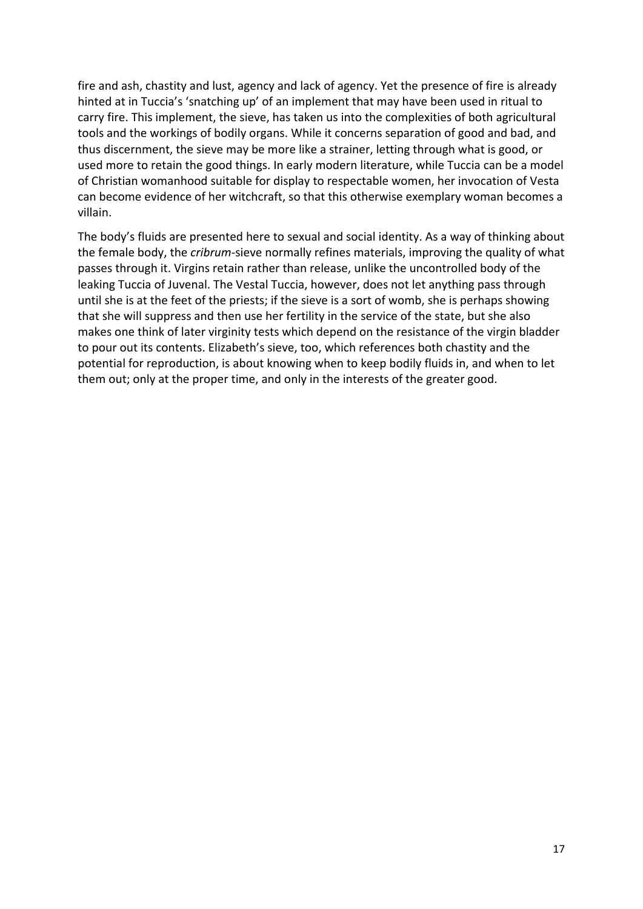fire and ash, chastity and lust, agency and lack of agency. Yet the presence of fire is already hinted at in Tuccia's 'snatching up' of an implement that may have been used in ritual to carry fire. This implement, the sieve, has taken us into the complexities of both agricultural tools and the workings of bodily organs. While it concerns separation of good and bad, and thus discernment, the sieve may be more like a strainer, letting through what is good, or used more to retain the good things. In early modern literature, while Tuccia can be a model of Christian womanhood suitable for display to respectable women, her invocation of Vesta can become evidence of her witchcraft, so that this otherwise exemplary woman becomes a villain.

The body's fluids are presented here to sexual and social identity. As a way of thinking about the female body, the *cribrum*-sieve normally refines materials, improving the quality of what passes through it. Virgins retain rather than release, unlike the uncontrolled body of the leaking Tuccia of Juvenal. The Vestal Tuccia, however, does not let anything pass through until she is at the feet of the priests; if the sieve is a sort of womb, she is perhaps showing that she will suppress and then use her fertility in the service of the state, but she also makes one think of later virginity tests which depend on the resistance of the virgin bladder to pour out its contents. Elizabeth's sieve, too, which references both chastity and the potential for reproduction, is about knowing when to keep bodily fluids in, and when to let them out; only at the proper time, and only in the interests of the greater good.